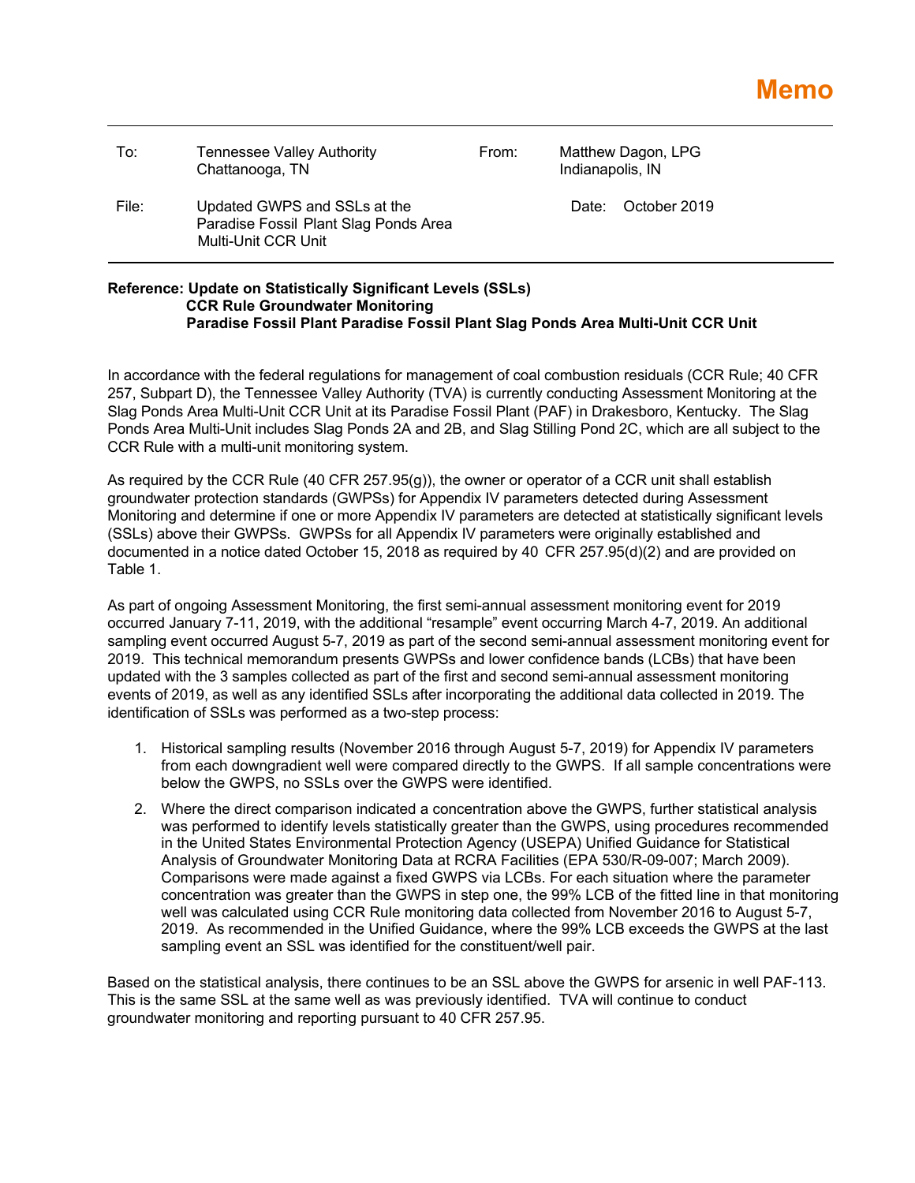# Memo

| To: | Tennessee Valley Authority<br>Chattanooga, TN | From: | Matthew Dagon, LPG<br>Indianapolis, IN |
|---|---|---|---|
| File: | Updated GWPS and SSLs at the Paradise Fossil Plant Slag Ponds Area Multi-Unit CCR Unit | Date: | October 2019 |

**Reference: Update on Statistically Significant Levels (SSLs)**
**CCR Rule Groundwater Monitoring**
**Paradise Fossil Plant Paradise Fossil Plant Slag Ponds Area Multi-Unit CCR Unit**

In accordance with the federal regulations for management of coal combustion residuals (CCR Rule; 40 CFR 257, Subpart D), the Tennessee Valley Authority (TVA) is currently conducting Assessment Monitoring at the Slag Ponds Area Multi-Unit CCR Unit at its Paradise Fossil Plant (PAF) in Drakesboro, Kentucky. The Slag Ponds Area Multi-Unit includes Slag Ponds 2A and 2B, and Slag Stilling Pond 2C, which are all subject to the CCR Rule with a multi-unit monitoring system.

As required by the CCR Rule (40 CFR 257.95(g)), the owner or operator of a CCR unit shall establish groundwater protection standards (GWPSs) for Appendix IV parameters detected during Assessment Monitoring and determine if one or more Appendix IV parameters are detected at statistically significant levels (SSLs) above their GWPSs. GWPSs for all Appendix IV parameters were originally established and documented in a notice dated October 15, 2018 as required by 40 CFR 257.95(d)(2) and are provided on Table 1.

As part of ongoing Assessment Monitoring, the first semi-annual assessment monitoring event for 2019 occurred January 7-11, 2019, with the additional "resample" event occurring March 4-7, 2019. An additional sampling event occurred August 5-7, 2019 as part of the second semi-annual assessment monitoring event for 2019. This technical memorandum presents GWPSs and lower confidence bands (LCBs) that have been updated with the 3 samples collected as part of the first and second semi-annual assessment monitoring events of 2019, as well as any identified SSLs after incorporating the additional data collected in 2019. The identification of SSLs was performed as a two-step process:

1. Historical sampling results (November 2016 through August 5-7, 2019) for Appendix IV parameters from each downgradient well were compared directly to the GWPS. If all sample concentrations were below the GWPS, no SSLs over the GWPS were identified.
2. Where the direct comparison indicated a concentration above the GWPS, further statistical analysis was performed to identify levels statistically greater than the GWPS, using procedures recommended in the United States Environmental Protection Agency (USEPA) Unified Guidance for Statistical Analysis of Groundwater Monitoring Data at RCRA Facilities (EPA 530/R-09-007; March 2009). Comparisons were made against a fixed GWPS via LCBs. For each situation where the parameter concentration was greater than the GWPS in step one, the 99% LCB of the fitted line in that monitoring well was calculated using CCR Rule monitoring data collected from November 2016 to August 5-7, 2019. As recommended in the Unified Guidance, where the 99% LCB exceeds the GWPS at the last sampling event an SSL was identified for the constituent/well pair.

Based on the statistical analysis, there continues to be an SSL above the GWPS for arsenic in well PAF-113. This is the same SSL at the same well as was previously identified. TVA will continue to conduct groundwater monitoring and reporting pursuant to 40 CFR 257.95.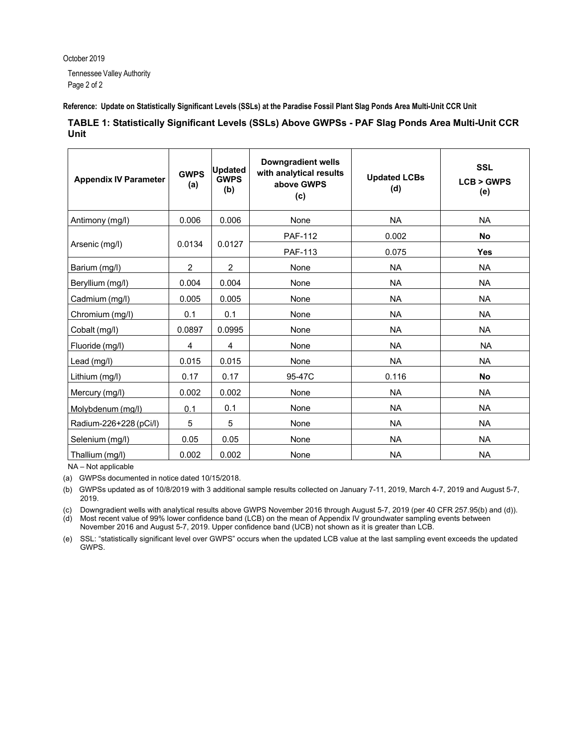**Reference: Update on Statistically Significant Levels (SSLs) at the Paradise Fossil Plant Slag Ponds Area Multi-Unit CCR Unit**

## TABLE 1: Statistically Significant Levels (SSLs) Above GWPSs - PAF Slag Ponds Area Multi-Unit CCR Unit

| Appendix IV Parameter | GWPS (a) | Updated GWPS (b) | Downgradient wells with analytical results above GWPS (c) | Updated LCBs (d) | SSL LCB > GWPS (e) |
|---|---|---|---|---|---|
| Antimony (mg/l) | 0.006 | 0.006 | None | NA | NA |
| Arsenic (mg/l) | 0.0134 | 0.0127 | PAF-112 | 0.002 | **No** |
| | | | PAF-113 | 0.075 | **Yes** |
| Barium (mg/l) | 2 | 2 | None | NA | NA |
| Beryllium (mg/l) | 0.004 | 0.004 | None | NA | NA |
| Cadmium (mg/l) | 0.005 | 0.005 | None | NA | NA |
| Chromium (mg/l) | 0.1 | 0.1 | None | NA | NA |
| Cobalt (mg/l) | 0.0897 | 0.0995 | None | NA | NA |
| Fluoride (mg/l) | 4 | 4 | None | NA | NA |
| Lead (mg/l) | 0.015 | 0.015 | None | NA | NA |
| Lithium (mg/l) | 0.17 | 0.17 | 95-47C | 0.116 | **No** |
| Mercury (mg/l) | 0.002 | 0.002 | None | NA | NA |
| Molybdenum (mg/l) | 0.1 | 0.1 | None | NA | NA |
| Radium-226+228 (pCi/l) | 5 | 5 | None | NA | NA |
| Selenium (mg/l) | 0.05 | 0.05 | None | NA | NA |
| Thallium (mg/l) | 0.002 | 0.002 | None | NA | NA |

NA – Not applicable

(a) GWPSs documented in notice dated 10/15/2018.

(b) GWPSs updated as of 10/8/2019 with 3 additional sample results collected on January 7-11, 2019, March 4-7, 2019 and August 5-7, 2019.

(c) Downgradient wells with analytical results above GWPS November 2016 through August 5-7, 2019 (per 40 CFR 257.95(b) and (d)).

(d) Most recent value of 99% lower confidence band (LCB) on the mean of Appendix IV groundwater sampling events between November 2016 and August 5-7, 2019. Upper confidence band (UCB) not shown as it is greater than LCB.

(e) SSL: "statistically significant level over GWPS" occurs when the updated LCB value at the last sampling event exceeds the updated GWPS.